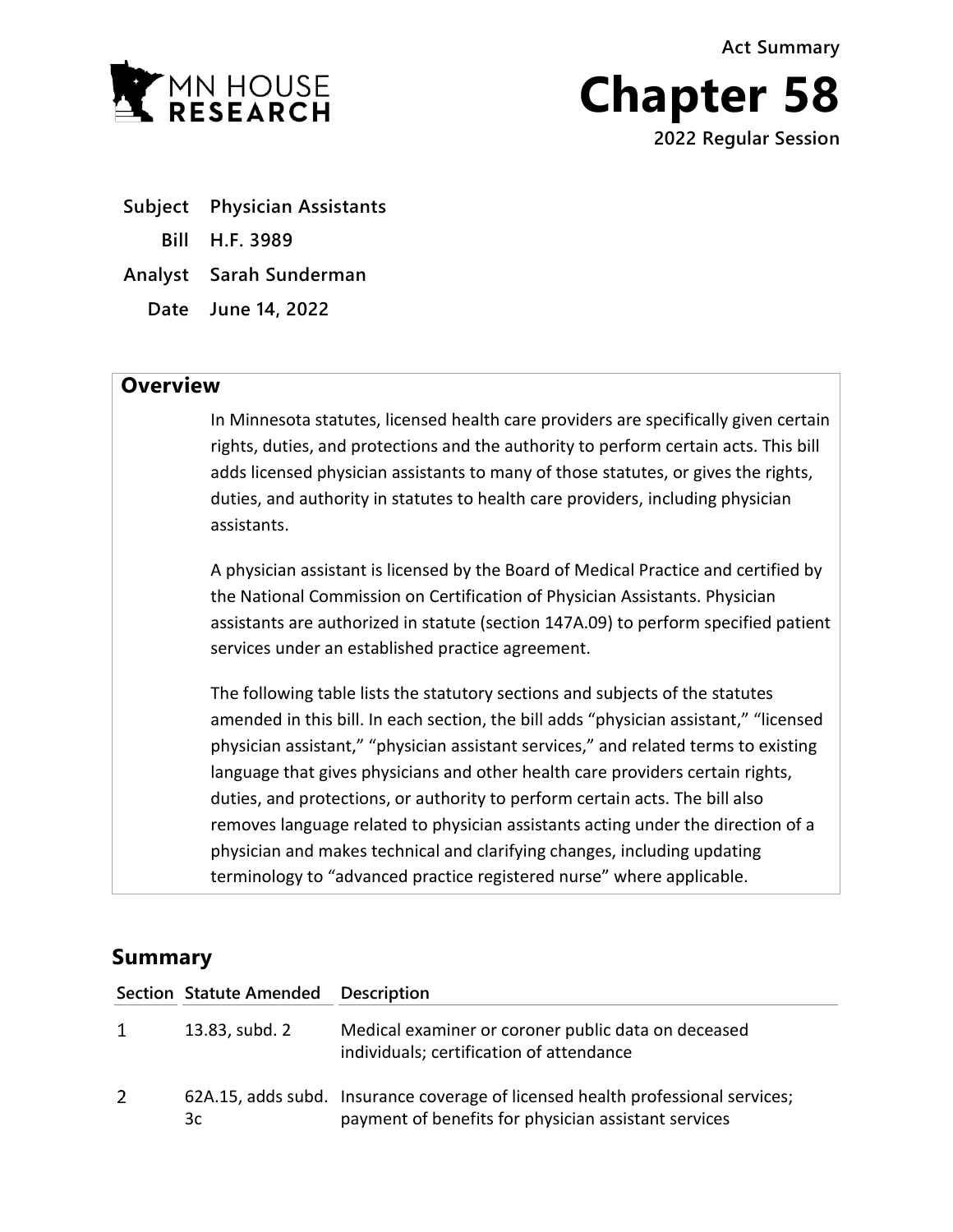Act Summary

# Chapter 58

2022 Regular Session

| | |
|---|---|
| **Subject** | **Physician Assistants** |
| **Bill** | **H.F. 3989** |
| **Analyst** | **Sarah Sunderman** |
| **Date** | **June 14, 2022** |

## Overview

In Minnesota statutes, licensed health care providers are specifically given certain rights, duties, and protections and the authority to perform certain acts. This bill adds licensed physician assistants to many of those statutes, or gives the rights, duties, and authority in statutes to health care providers, including physician assistants.

A physician assistant is licensed by the Board of Medical Practice and certified by the National Commission on Certification of Physician Assistants. Physician assistants are authorized in statute (section 147A.09) to perform specified patient services under an established practice agreement.

The following table lists the statutory sections and subjects of the statutes amended in this bill. In each section, the bill adds "physician assistant," "licensed physician assistant," "physician assistant services," and related terms to existing language that gives physicians and other health care providers certain rights, duties, and protections, or authority to perform certain acts. The bill also removes language related to physician assistants acting under the direction of a physician and makes technical and clarifying changes, including updating terminology to "advanced practice registered nurse" where applicable.

## Summary

| Section | Statute Amended | Description |
|---|---|---|
| 1 | 13.83, subd. 2 | Medical examiner or coroner public data on deceased individuals; certification of attendance |
| 2 | 62A.15, adds subd. 3c | Insurance coverage of licensed health professional services; payment of benefits for physician assistant services |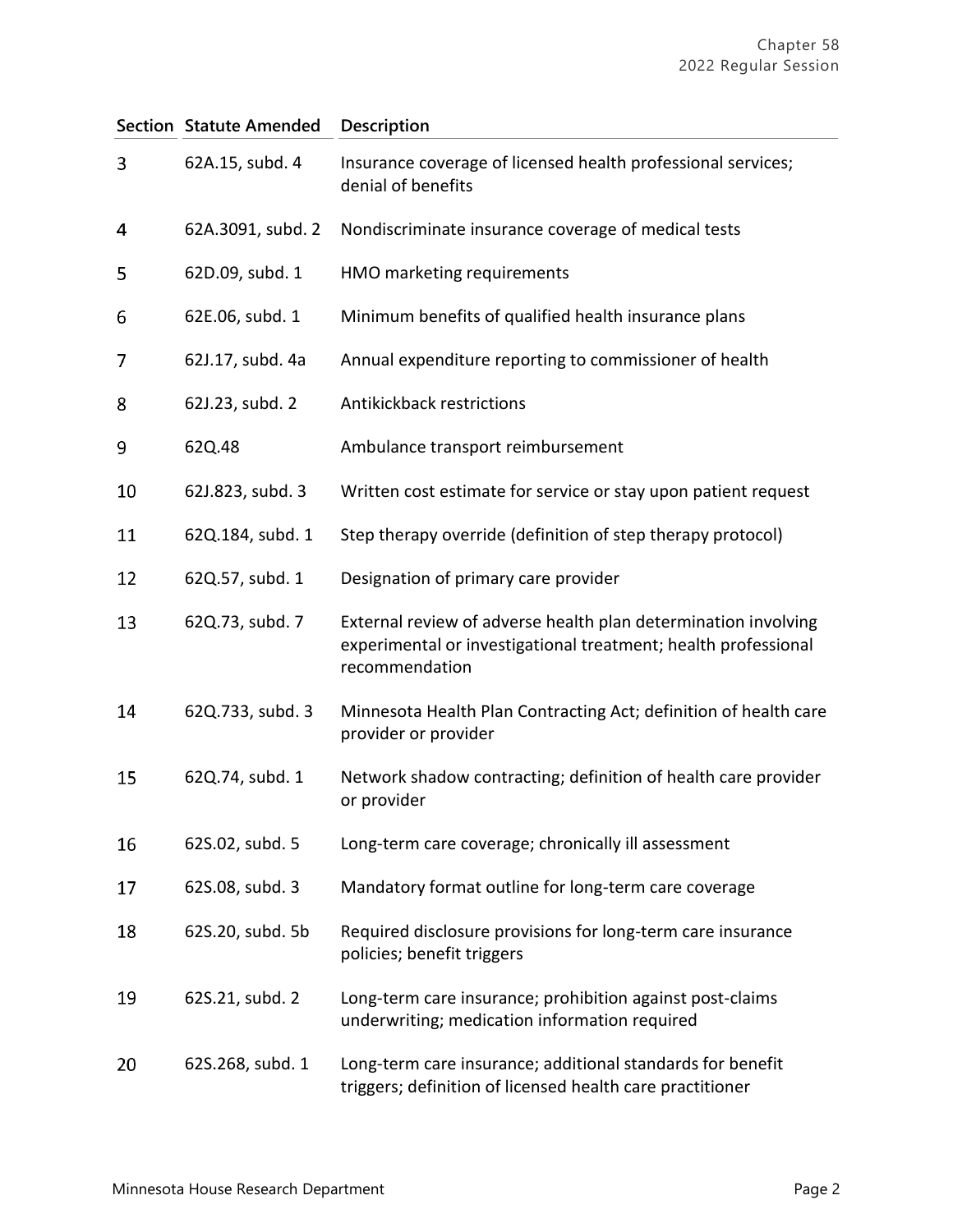| Section | Statute Amended | Description |
|---|---|---|
| 3 | 62A.15, subd. 4 | Insurance coverage of licensed health professional services; denial of benefits |
| 4 | 62A.3091, subd. 2 | Nondiscriminate insurance coverage of medical tests |
| 5 | 62D.09, subd. 1 | HMO marketing requirements |
| 6 | 62E.06, subd. 1 | Minimum benefits of qualified health insurance plans |
| 7 | 62J.17, subd. 4a | Annual expenditure reporting to commissioner of health |
| 8 | 62J.23, subd. 2 | Antikickback restrictions |
| 9 | 62Q.48 | Ambulance transport reimbursement |
| 10 | 62J.823, subd. 3 | Written cost estimate for service or stay upon patient request |
| 11 | 62Q.184, subd. 1 | Step therapy override (definition of step therapy protocol) |
| 12 | 62Q.57, subd. 1 | Designation of primary care provider |
| 13 | 62Q.73, subd. 7 | External review of adverse health plan determination involving experimental or investigational treatment; health professional recommendation |
| 14 | 62Q.733, subd. 3 | Minnesota Health Plan Contracting Act; definition of health care provider or provider |
| 15 | 62Q.74, subd. 1 | Network shadow contracting; definition of health care provider or provider |
| 16 | 62S.02, subd. 5 | Long-term care coverage; chronically ill assessment |
| 17 | 62S.08, subd. 3 | Mandatory format outline for long-term care coverage |
| 18 | 62S.20, subd. 5b | Required disclosure provisions for long-term care insurance policies; benefit triggers |
| 19 | 62S.21, subd. 2 | Long-term care insurance; prohibition against post-claims underwriting; medication information required |
| 20 | 62S.268, subd. 1 | Long-term care insurance; additional standards for benefit triggers; definition of licensed health care practitioner |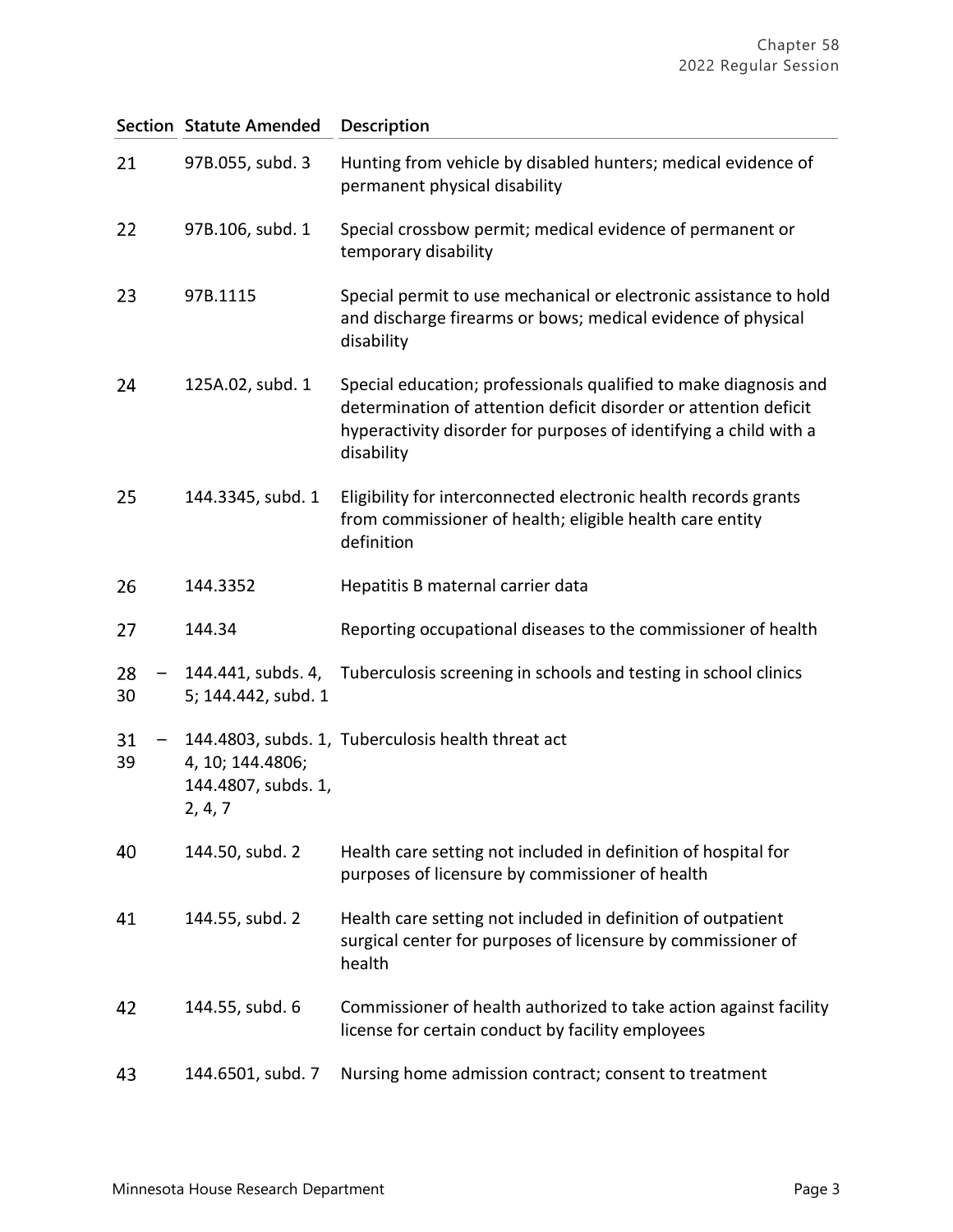| Section | Statute Amended | Description |
|---|---|---|
| 21 | 97B.055, subd. 3 | Hunting from vehicle by disabled hunters; medical evidence of permanent physical disability |
| 22 | 97B.106, subd. 1 | Special crossbow permit; medical evidence of permanent or temporary disability |
| 23 | 97B.1115 | Special permit to use mechanical or electronic assistance to hold and discharge firearms or bows; medical evidence of physical disability |
| 24 | 125A.02, subd. 1 | Special education; professionals qualified to make diagnosis and determination of attention deficit disorder or attention deficit hyperactivity disorder for purposes of identifying a child with a disability |
| 25 | 144.3345, subd. 1 | Eligibility for interconnected electronic health records grants from commissioner of health; eligible health care entity definition |
| 26 | 144.3352 | Hepatitis B maternal carrier data |
| 27 | 144.34 | Reporting occupational diseases to the commissioner of health |
| 28 – 30 | 144.441, subds. 4, 5; 144.442, subd. 1 | Tuberculosis screening in schools and testing in school clinics |
| 31 – 39 | 144.4803, subds. 1, 4, 10; 144.4806; 144.4807, subds. 1, 2, 4, 7 | Tuberculosis health threat act |
| 40 | 144.50, subd. 2 | Health care setting not included in definition of hospital for purposes of licensure by commissioner of health |
| 41 | 144.55, subd. 2 | Health care setting not included in definition of outpatient surgical center for purposes of licensure by commissioner of health |
| 42 | 144.55, subd. 6 | Commissioner of health authorized to take action against facility license for certain conduct by facility employees |
| 43 | 144.6501, subd. 7 | Nursing home admission contract; consent to treatment |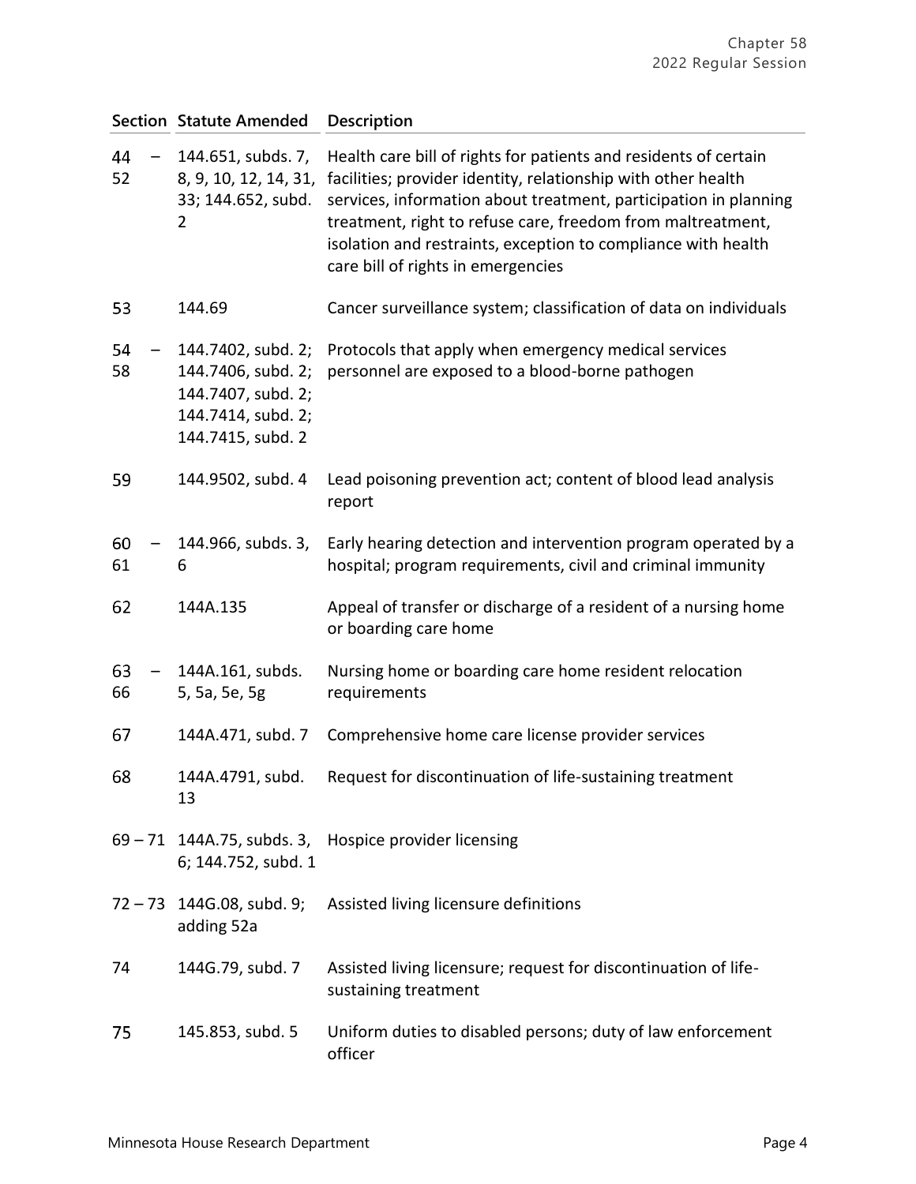| Section | Statute Amended | Description |
|---|---|---|
| 44 – 52 | 144.651, subds. 7, 8, 9, 10, 12, 14, 31, 33; 144.652, subd. 2 | Health care bill of rights for patients and residents of certain facilities; provider identity, relationship with other health services, information about treatment, participation in planning treatment, right to refuse care, freedom from maltreatment, isolation and restraints, exception to compliance with health care bill of rights in emergencies |
| 53 | 144.69 | Cancer surveillance system; classification of data on individuals |
| 54 – 58 | 144.7402, subd. 2; 144.7406, subd. 2; 144.7407, subd. 2; 144.7414, subd. 2; 144.7415, subd. 2 | Protocols that apply when emergency medical services personnel are exposed to a blood-borne pathogen |
| 59 | 144.9502, subd. 4 | Lead poisoning prevention act; content of blood lead analysis report |
| 60 – 61 | 144.966, subds. 3, 6 | Early hearing detection and intervention program operated by a hospital; program requirements, civil and criminal immunity |
| 62 | 144A.135 | Appeal of transfer or discharge of a resident of a nursing home or boarding care home |
| 63 – 66 | 144A.161, subds. 5, 5a, 5e, 5g | Nursing home or boarding care home resident relocation requirements |
| 67 | 144A.471, subd. 7 | Comprehensive home care license provider services |
| 68 | 144A.4791, subd. 13 | Request for discontinuation of life-sustaining treatment |
| 69 – 71 | 144A.75, subds. 3, 6; 144.752, subd. 1 | Hospice provider licensing |
| 72 – 73 | 144G.08, subd. 9; adding 52a | Assisted living licensure definitions |
| 74 | 144G.79, subd. 7 | Assisted living licensure; request for discontinuation of life-sustaining treatment |
| 75 | 145.853, subd. 5 | Uniform duties to disabled persons; duty of law enforcement officer |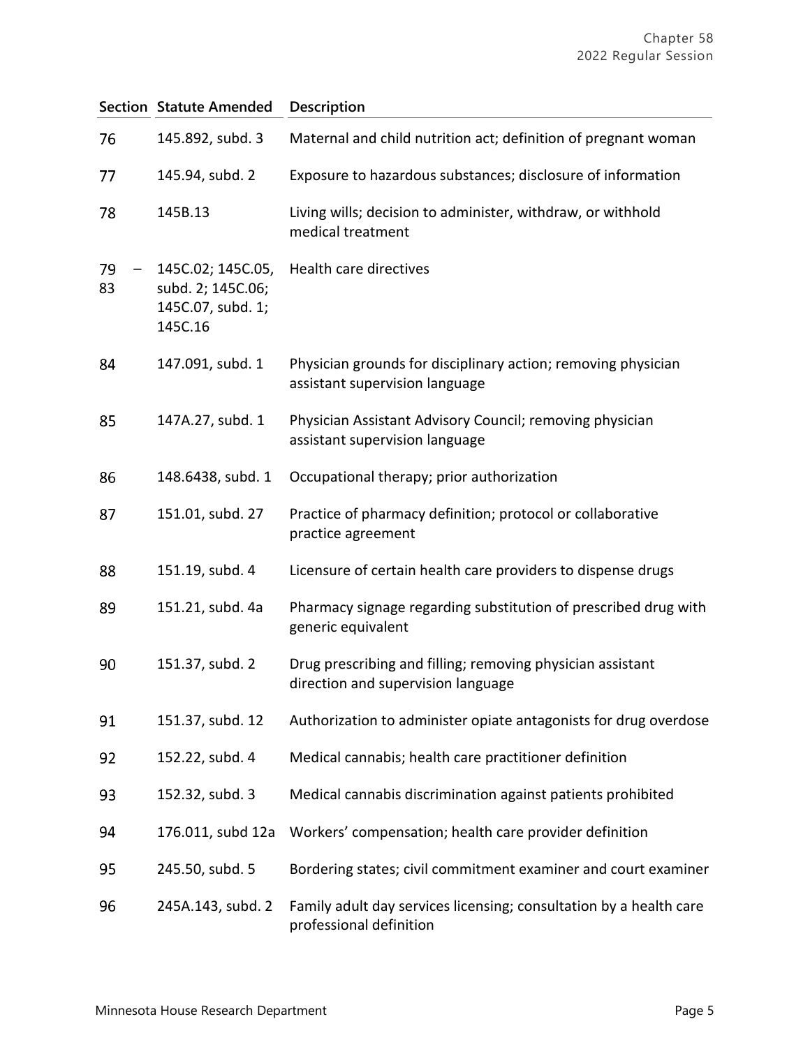| Section | Statute Amended | Description |
| --- | --- | --- |
| 76 | 145.892, subd. 3 | Maternal and child nutrition act; definition of pregnant woman |
| 77 | 145.94, subd. 2 | Exposure to hazardous substances; disclosure of information |
| 78 | 145B.13 | Living wills; decision to administer, withdraw, or withhold medical treatment |
| 79 – 83 | 145C.02; 145C.05, subd. 2; 145C.06; 145C.07, subd. 1; 145C.16 | Health care directives |
| 84 | 147.091, subd. 1 | Physician grounds for disciplinary action; removing physician assistant supervision language |
| 85 | 147A.27, subd. 1 | Physician Assistant Advisory Council; removing physician assistant supervision language |
| 86 | 148.6438, subd. 1 | Occupational therapy; prior authorization |
| 87 | 151.01, subd. 27 | Practice of pharmacy definition; protocol or collaborative practice agreement |
| 88 | 151.19, subd. 4 | Licensure of certain health care providers to dispense drugs |
| 89 | 151.21, subd. 4a | Pharmacy signage regarding substitution of prescribed drug with generic equivalent |
| 90 | 151.37, subd. 2 | Drug prescribing and filling; removing physician assistant direction and supervision language |
| 91 | 151.37, subd. 12 | Authorization to administer opiate antagonists for drug overdose |
| 92 | 152.22, subd. 4 | Medical cannabis; health care practitioner definition |
| 93 | 152.32, subd. 3 | Medical cannabis discrimination against patients prohibited |
| 94 | 176.011, subd 12a | Workers' compensation; health care provider definition |
| 95 | 245.50, subd. 5 | Bordering states; civil commitment examiner and court examiner |
| 96 | 245A.143, subd. 2 | Family adult day services licensing; consultation by a health care professional definition |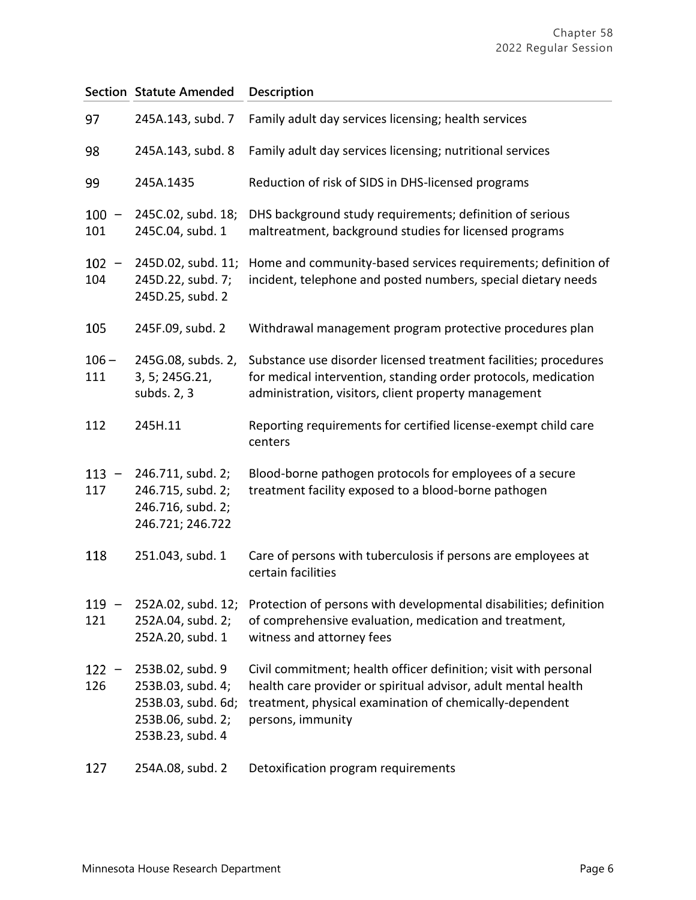| Section | Statute Amended | Description |
|---|---|---|
| 97 | 245A.143, subd. 7 | Family adult day services licensing; health services |
| 98 | 245A.143, subd. 8 | Family adult day services licensing; nutritional services |
| 99 | 245A.1435 | Reduction of risk of SIDS in DHS-licensed programs |
| 100 – 101 | 245C.02, subd. 18; 245C.04, subd. 1 | DHS background study requirements; definition of serious maltreatment, background studies for licensed programs |
| 102 – 104 | 245D.02, subd. 11; 245D.22, subd. 7; 245D.25, subd. 2 | Home and community-based services requirements; definition of incident, telephone and posted numbers, special dietary needs |
| 105 | 245F.09, subd. 2 | Withdrawal management program protective procedures plan |
| 106 – 111 | 245G.08, subds. 2, 3, 5; 245G.21, subds. 2, 3 | Substance use disorder licensed treatment facilities; procedures for medical intervention, standing order protocols, medication administration, visitors, client property management |
| 112 | 245H.11 | Reporting requirements for certified license-exempt child care centers |
| 113 – 117 | 246.711, subd. 2; 246.715, subd. 2; 246.716, subd. 2; 246.721; 246.722 | Blood-borne pathogen protocols for employees of a secure treatment facility exposed to a blood-borne pathogen |
| 118 | 251.043, subd. 1 | Care of persons with tuberculosis if persons are employees at certain facilities |
| 119 – 121 | 252A.02, subd. 12; 252A.04, subd. 2; 252A.20, subd. 1 | Protection of persons with developmental disabilities; definition of comprehensive evaluation, medication and treatment, witness and attorney fees |
| 122 – 126 | 253B.02, subd. 9 253B.03, subd. 4; 253B.03, subd. 6d; 253B.06, subd. 2; 253B.23, subd. 4 | Civil commitment; health officer definition; visit with personal health care provider or spiritual advisor, adult mental health treatment, physical examination of chemically-dependent persons, immunity |
| 127 | 254A.08, subd. 2 | Detoxification program requirements |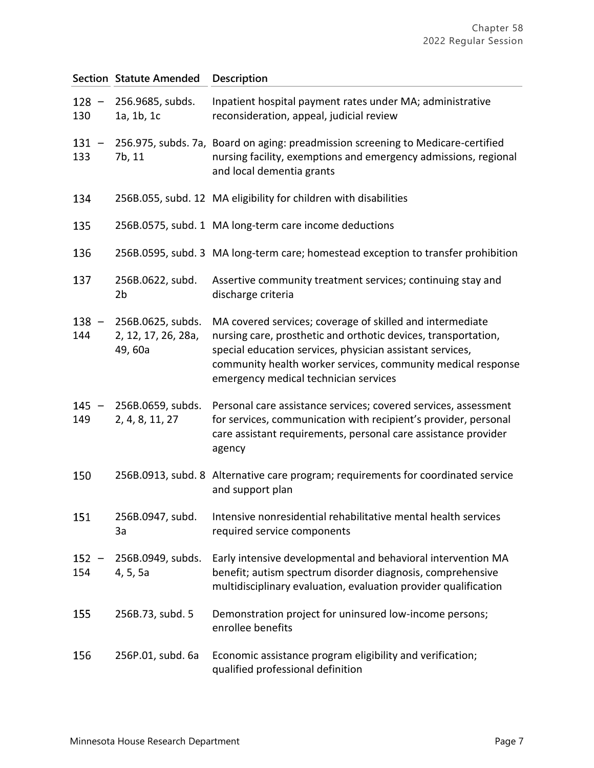| Section | Statute Amended | Description |
|---|---|---|
| 128 – 130 | 256.9685, subds. 1a, 1b, 1c | Inpatient hospital payment rates under MA; administrative reconsideration, appeal, judicial review |
| 131 – 133 | 256.975, subds. 7a, 7b, 11 | Board on aging: preadmission screening to Medicare-certified nursing facility, exemptions and emergency admissions, regional and local dementia grants |
| 134 | 256B.055, subd. 12 | MA eligibility for children with disabilities |
| 135 | 256B.0575, subd. 1 | MA long-term care income deductions |
| 136 | 256B.0595, subd. 3 | MA long-term care; homestead exception to transfer prohibition |
| 137 | 256B.0622, subd. 2b | Assertive community treatment services; continuing stay and discharge criteria |
| 138 – 144 | 256B.0625, subds. 2, 12, 17, 26, 28a, 49, 60a | MA covered services; coverage of skilled and intermediate nursing care, prosthetic and orthotic devices, transportation, special education services, physician assistant services, community health worker services, community medical response emergency medical technician services |
| 145 – 149 | 256B.0659, subds. 2, 4, 8, 11, 27 | Personal care assistance services; covered services, assessment for services, communication with recipient's provider, personal care assistant requirements, personal care assistance provider agency |
| 150 | 256B.0913, subd. 8 | Alternative care program; requirements for coordinated service and support plan |
| 151 | 256B.0947, subd. 3a | Intensive nonresidential rehabilitative mental health services required service components |
| 152 – 154 | 256B.0949, subds. 4, 5, 5a | Early intensive developmental and behavioral intervention MA benefit; autism spectrum disorder diagnosis, comprehensive multidisciplinary evaluation, evaluation provider qualification |
| 155 | 256B.73, subd. 5 | Demonstration project for uninsured low-income persons; enrollee benefits |
| 156 | 256P.01, subd. 6a | Economic assistance program eligibility and verification; qualified professional definition |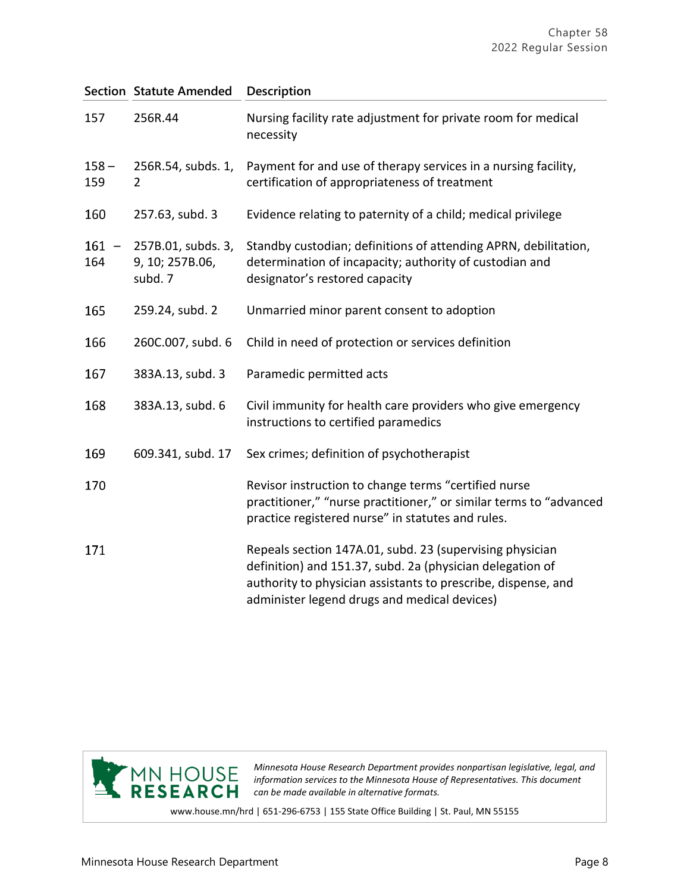| Section | Statute Amended | Description |
|---|---|---|
| 157 | 256R.44 | Nursing facility rate adjustment for private room for medical necessity |
| 158 – 159 | 256R.54, subds. 1, 2 | Payment for and use of therapy services in a nursing facility, certification of appropriateness of treatment |
| 160 | 257.63, subd. 3 | Evidence relating to paternity of a child; medical privilege |
| 161 – 164 | 257B.01, subds. 3, 9, 10; 257B.06, subd. 7 | Standby custodian; definitions of attending APRN, debilitation, determination of incapacity; authority of custodian and designator's restored capacity |
| 165 | 259.24, subd. 2 | Unmarried minor parent consent to adoption |
| 166 | 260C.007, subd. 6 | Child in need of protection or services definition |
| 167 | 383A.13, subd. 3 | Paramedic permitted acts |
| 168 | 383A.13, subd. 6 | Civil immunity for health care providers who give emergency instructions to certified paramedics |
| 169 | 609.341, subd. 17 | Sex crimes; definition of psychotherapist |
| 170 | | Revisor instruction to change terms "certified nurse practitioner," "nurse practitioner," or similar terms to "advanced practice registered nurse" in statutes and rules. |
| 171 | | Repeals section 147A.01, subd. 23 (supervising physician definition) and 151.37, subd. 2a (physician delegation of authority to physician assistants to prescribe, dispense, and administer legend drugs and medical devices) |

MN HOUSE RESEARCH

*Minnesota House Research Department provides nonpartisan legislative, legal, and information services to the Minnesota House of Representatives. This document can be made available in alternative formats.*

www.house.mn/hrd | 651-296-6753 | 155 State Office Building | St. Paul, MN 55155